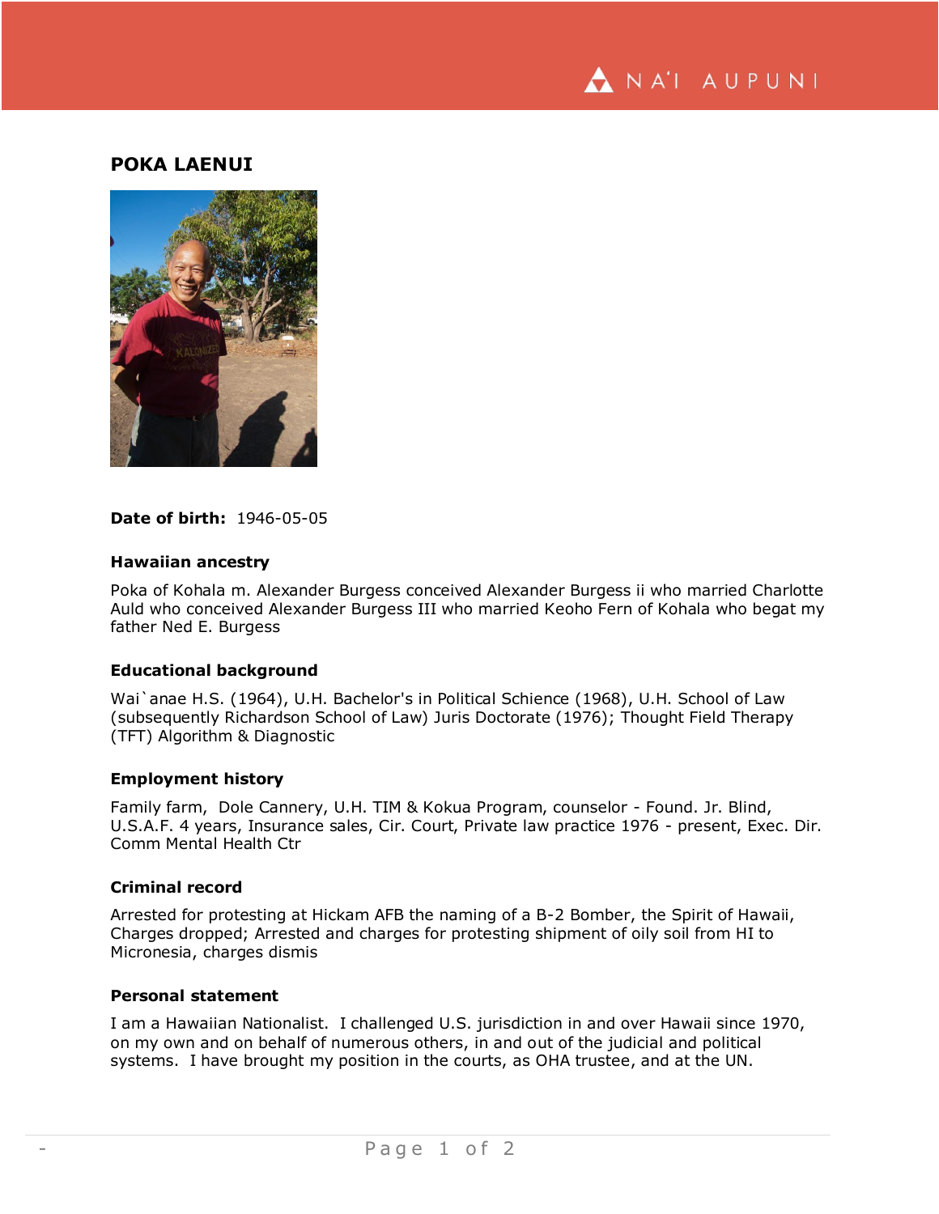# POKA LAENUI

**Date of birth:** 1946-05-05

### Hawaiian ancestry

Poka of Kohala m. Alexander Burgess conceived Alexander Burgess ii who married Charlotte Auld who conceived Alexander Burgess III who married Keoho Fern of Kohala who begat my father Ned E. Burgess

### Educational background

Wai`anae H.S. (1964), U.H. Bachelor's in Political Schience (1968), U.H. School of Law (subsequently Richardson School of Law) Juris Doctorate (1976); Thought Field Therapy (TFT) Algorithm & Diagnostic

### Employment history

Family farm, Dole Cannery, U.H. TIM & Kokua Program, counselor - Found. Jr. Blind, U.S.A.F. 4 years, Insurance sales, Cir. Court, Private law practice 1976 - present, Exec. Dir. Comm Mental Health Ctr

### Criminal record

Arrested for protesting at Hickam AFB the naming of a B-2 Bomber, the Spirit of Hawaii, Charges dropped; Arrested and charges for protesting shipment of oily soil from HI to Micronesia, charges dismis

### Personal statement

I am a Hawaiian Nationalist. I challenged U.S. jurisdiction in and over Hawaii since 1970, on my own and on behalf of numerous others, in and out of the judicial and political systems. I have brought my position in the courts, as OHA trustee, and at the UN.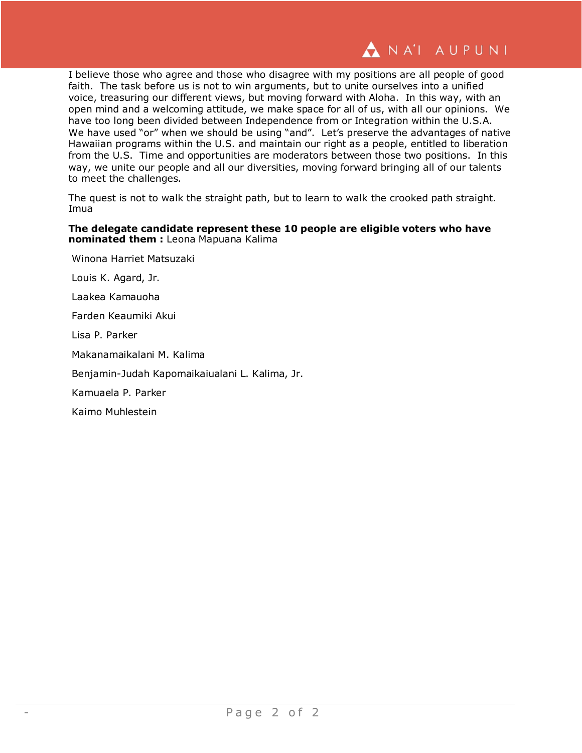I believe those who agree and those who disagree with my positions are all people of good faith. The task before us is not to win arguments, but to unite ourselves into a unified voice, treasuring our different views, but moving forward with Aloha. In this way, with an open mind and a welcoming attitude, we make space for all of us, with all our opinions. We have too long been divided between Independence from or Integration within the U.S.A. We have used "or" when we should be using "and". Let's preserve the advantages of native Hawaiian programs within the U.S. and maintain our right as a people, entitled to liberation from the U.S. Time and opportunities are moderators between those two positions. In this way, we unite our people and all our diversities, moving forward bringing all of our talents to meet the challenges.

The quest is not to walk the straight path, but to learn to walk the crooked path straight.
Imua

**The delegate candidate represent these 10 people are eligible voters who have nominated them :** Leona Mapuana Kalima

Winona Harriet Matsuzaki

Louis K. Agard, Jr.

Laakea Kamauoha

Farden Keaumiki Akui

Lisa P. Parker

Makanamaikalani M. Kalima

Benjamin-Judah Kapomaikaiualani L. Kalima, Jr.

Kamuaela P. Parker

Kaimo Muhlestein